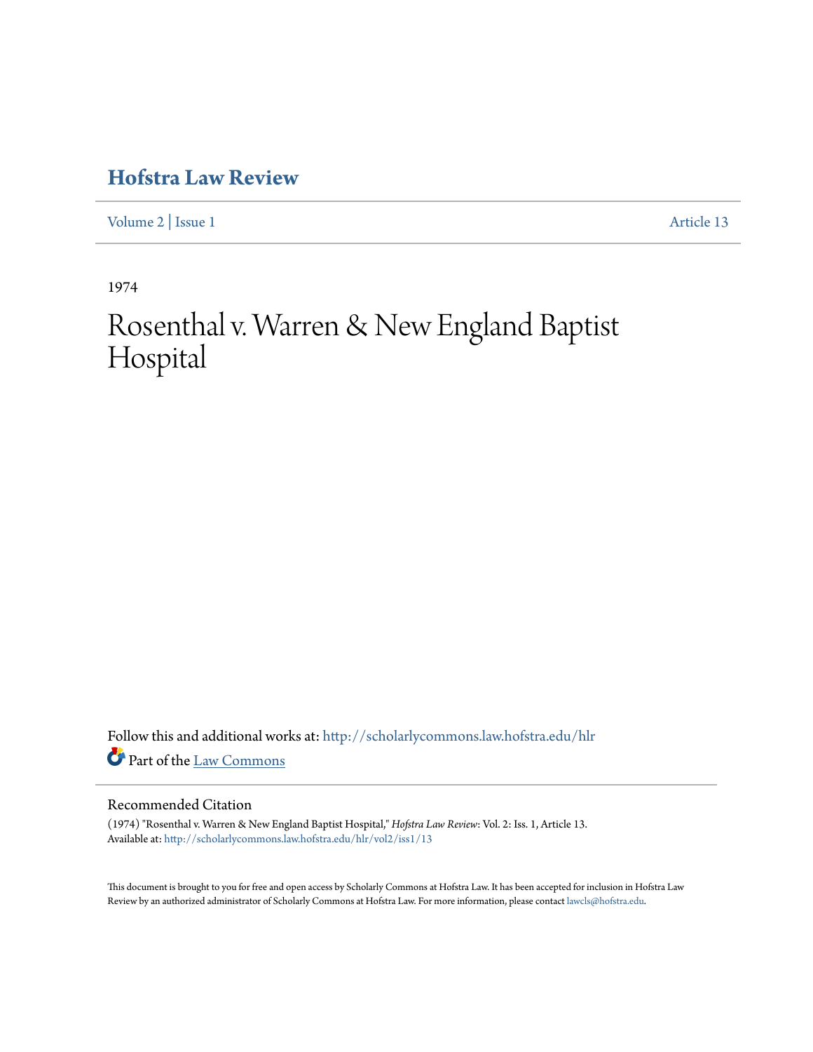# Hofstra Law Review

Volume 2 | Issue 1 Article 13

1974

# Rosenthal v. Warren & New England Baptist Hospital

Follow this and additional works at: http://scholarlycommons.law.hofstra.edu/hlr

Part of the Law Commons

## Recommended Citation

(1974) "Rosenthal v. Warren & New England Baptist Hospital," *Hofstra Law Review*: Vol. 2: Iss. 1, Article 13.
Available at: http://scholarlycommons.law.hofstra.edu/hlr/vol2/iss1/13

This document is brought to you for free and open access by Scholarly Commons at Hofstra Law. It has been accepted for inclusion in Hofstra Law Review by an authorized administrator of Scholarly Commons at Hofstra Law. For more information, please contact lawcls@hofstra.edu.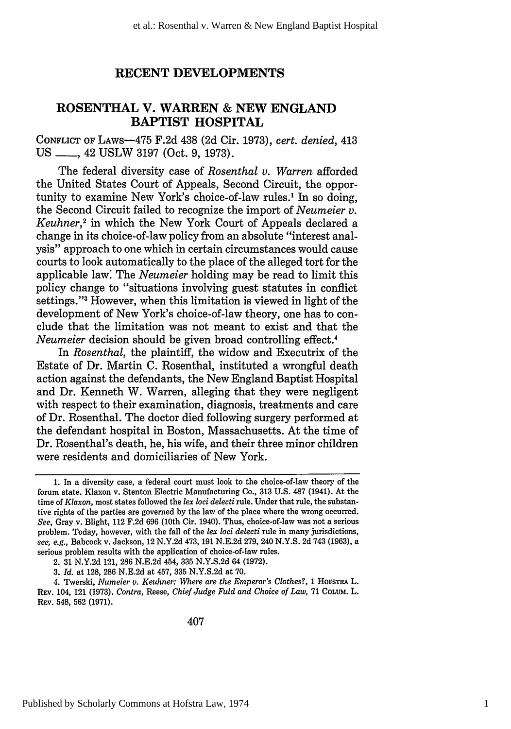## RECENT DEVELOPMENTS

## ROSENTHAL V. WARREN & NEW ENGLAND BAPTIST HOSPITAL

CONFLICT OF LAWS—475 F.2d 438 (2d Cir. 1973), *cert. denied*, 413 US \_\_\_\_, 42 USLW 3197 (Oct. 9, 1973).

The federal diversity case of *Rosenthal v. Warren* afforded the United States Court of Appeals, Second Circuit, the opportunity to examine New York's choice-of-law rules.[1] In so doing, the Second Circuit failed to recognize the import of *Neumeier v. Keuhner*,[2] in which the New York Court of Appeals declared a change in its choice-of-law policy from an absolute "interest analysis" approach to one which in certain circumstances would cause courts to look automatically to the place of the alleged tort for the applicable law. The *Neumeier* holding may be read to limit this policy change to "situations involving guest statutes in conflict settings."[3] However, when this limitation is viewed in light of the development of New York's choice-of-law theory, one has to conclude that the limitation was not meant to exist and that the *Neumeier* decision should be given broad controlling effect.[4]

In *Rosenthal*, the plaintiff, the widow and Executrix of the Estate of Dr. Martin C. Rosenthal, instituted a wrongful death action against the defendants, the New England Baptist Hospital and Dr. Kenneth W. Warren, alleging that they were negligent with respect to their examination, diagnosis, treatments and care of Dr. Rosenthal. The doctor died following surgery performed at the defendant hospital in Boston, Massachusetts. At the time of Dr. Rosenthal's death, he, his wife, and their three minor children were residents and domiciliaries of New York.

---

1. In a diversity case, a federal court must look to the choice-of-law theory of the forum state. Klaxon v. Stenton Electric Manufacturing Co., 313 U.S. 487 (1941). At the time of *Klaxon*, most states followed the *lex loci delecti* rule. Under that rule, the substantive rights of the parties are governed by the law of the place where the wrong occurred. *See*, Gray v. Blight, 112 F.2d 696 (10th Cir. 1940). Thus, choice-of-law was not a serious problem. Today, however, with the fall of the *lex loci delecti* rule in many jurisdictions, *see, e.g.*, Babcock v. Jackson, 12 N.Y.2d 473, 191 N.E.2d 279, 240 N.Y.S. 2d 743 (1963), a serious problem results with the application of choice-of-law rules.

2. 31 N.Y.2d 121, 286 N.E.2d 454, 335 N.Y.S.2d 64 (1972).

3. *Id.* at 128, 286 N.E.2d at 457, 335 N.Y.S.2d at 70.

4. Twerski, *Numeier v. Keuhner: Where are the Emperor's Clothes?*, 1 HOFSTRA L. REV. 104, 121 (1973). *Contra*, Reese, *Chief Judge Fuld and Choice of Law*, 71 COLUM. L. REV. 548, 562 (1971).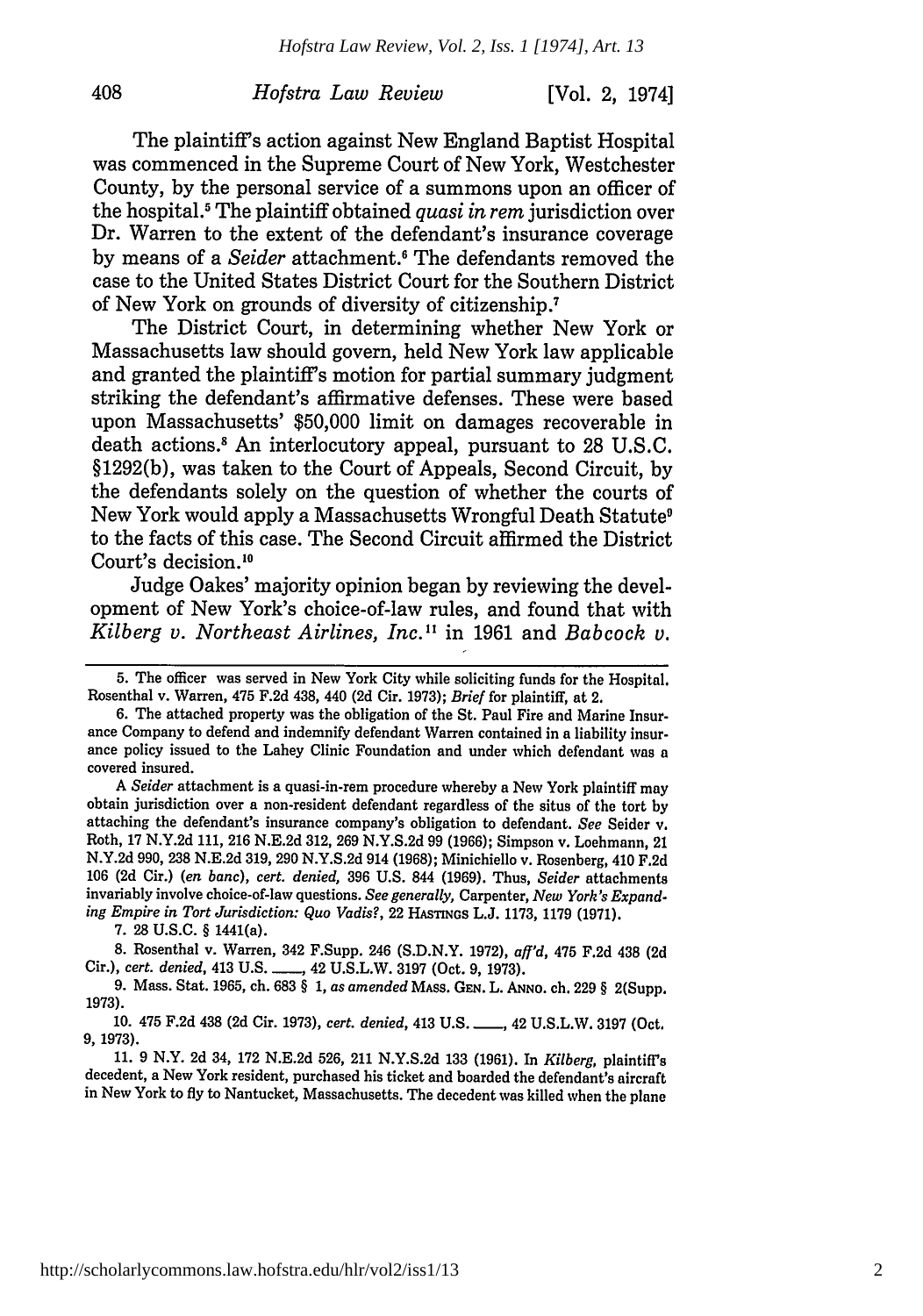The plaintiff's action against New England Baptist Hospital was commenced in the Supreme Court of New York, Westchester County, by the personal service of a summons upon an officer of the hospital.[5] The plaintiff obtained *quasi in rem* jurisdiction over Dr. Warren to the extent of the defendant's insurance coverage by means of a *Seider* attachment.[6] The defendants removed the case to the United States District Court for the Southern District of New York on grounds of diversity of citizenship.[7]

The District Court, in determining whether New York or Massachusetts law should govern, held New York law applicable and granted the plaintiff's motion for partial summary judgment striking the defendant's affirmative defenses. These were based upon Massachusetts' $50,000 limit on damages recoverable in death actions.[8] An interlocutory appeal, pursuant to 28 U.S.C. §1292(b), was taken to the Court of Appeals, Second Circuit, by the defendants solely on the question of whether the courts of New York would apply a Massachusetts Wrongful Death Statute[9] to the facts of this case. The Second Circuit affirmed the District Court's decision.[10]

Judge Oakes' majority opinion began by reviewing the development of New York's choice-of-law rules, and found that with *Kilberg v. Northeast Airlines, Inc.*[11] in 1961 and *Babcock v.*

---

5. The officer was served in New York City while soliciting funds for the Hospital. Rosenthal v. Warren, 475 F.2d 438, 440 (2d Cir. 1973); *Brief* for plaintiff, at 2.

6. The attached property was the obligation of the St. Paul Fire and Marine Insurance Company to defend and indemnify defendant Warren contained in a liability insurance policy issued to the Lahey Clinic Foundation and under which defendant was a covered insured.

A *Seider* attachment is a quasi-in-rem procedure whereby a New York plaintiff may obtain jurisdiction over a non-resident defendant regardless of the situs of the tort by attaching the defendant's insurance company's obligation to defendant. *See* Seider v. Roth, 17 N.Y.2d 111, 216 N.E.2d 312, 269 N.Y.S.2d 99 (1966); Simpson v. Loehmann, 21 N.Y.2d 990, 238 N.E.2d 319, 290 N.Y.S.2d 914 (1968); Minichiello v. Rosenberg, 410 F.2d 106 (2d Cir.) (*en banc*), *cert. denied*, 396 U.S. 844 (1969). Thus, *Seider* attachments invariably involve choice-of-law questions. *See generally,* Carpenter, *New York's Expanding Empire in Tort Jurisdiction: Quo Vadis?*, 22 HASTINGS L.J. 1173, 1179 (1971).

7. 28 U.S.C. § 1441(a).

8. Rosenthal v. Warren, 342 F.Supp. 246 (S.D.N.Y. 1972), *aff'd*, 475 F.2d 438 (2d Cir.), *cert. denied*, 413 U.S. \_\_\_\_, 42 U.S.L.W. 3197 (Oct. 9, 1973).

9. Mass. Stat. 1965, ch. 683 § 1, *as amended* MASS. GEN. L. ANNO. ch. 229 § 2(Supp. 1973).

10. 475 F.2d 438 (2d Cir. 1973), *cert. denied*, 413 U.S. \_\_\_\_, 42 U.S.L.W. 3197 (Oct. 9, 1973).

11. 9 N.Y. 2d 34, 172 N.E.2d 526, 211 N.Y.S.2d 133 (1961). In *Kilberg*, plaintiff's decedent, a New York resident, purchased his ticket and boarded the defendant's aircraft in New York to fly to Nantucket, Massachusetts. The decedent was killed when the plane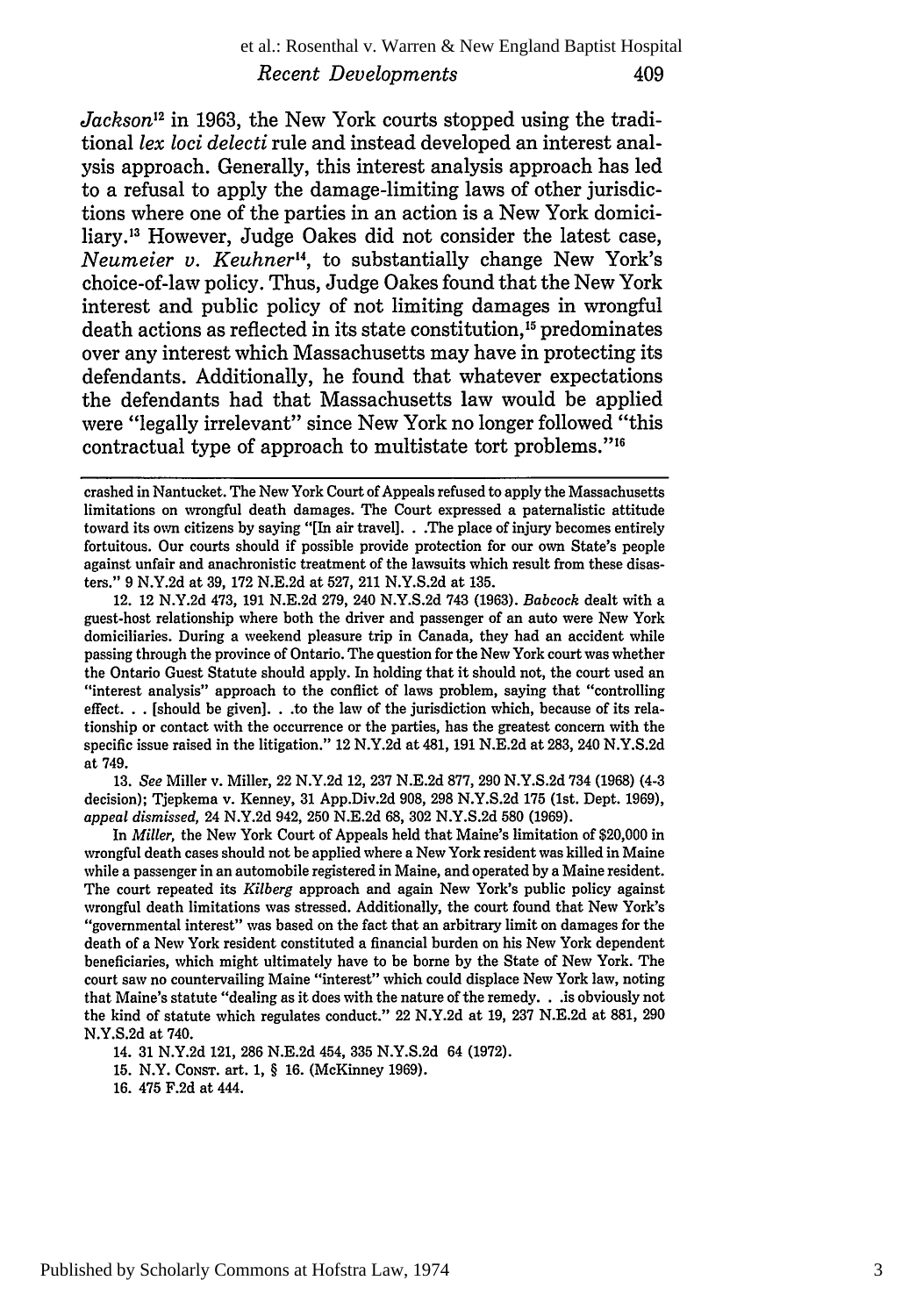*Jackson*[12] in 1963, the New York courts stopped using the traditional *lex loci delecti* rule and instead developed an interest analysis approach. Generally, this interest analysis approach has led to a refusal to apply the damage-limiting laws of other jurisdictions where one of the parties in an action is a New York domiciliary.[13] However, Judge Oakes did not consider the latest case, *Neumeier v. Keuhner*[14], to substantially change New York's choice-of-law policy. Thus, Judge Oakes found that the New York interest and public policy of not limiting damages in wrongful death actions as reflected in its state constitution,[15] predominates over any interest which Massachusetts may have in protecting its defendants. Additionally, he found that whatever expectations the defendants had that Massachusetts law would be applied were "legally irrelevant" since New York no longer followed "this contractual type of approach to multistate tort problems."[16]

---

crashed in Nantucket. The New York Court of Appeals refused to apply the Massachusetts limitations on wrongful death damages. The Court expressed a paternalistic attitude toward its own citizens by saying "[In air travel]. . .The place of injury becomes entirely fortuitous. Our courts should if possible provide protection for our own State's people against unfair and anachronistic treatment of the lawsuits which result from these disasters." 9 N.Y.2d at 39, 172 N.E.2d at 527, 211 N.Y.S.2d at 135.

12. 12 N.Y.2d 473, 191 N.E.2d 279, 240 N.Y.S.2d 743 (1963). *Babcock* dealt with a guest-host relationship where both the driver and passenger of an auto were New York domiciliaries. During a weekend pleasure trip in Canada, they had an accident while passing through the province of Ontario. The question for the New York court was whether the Ontario Guest Statute should apply. In holding that it should not, the court used an "interest analysis" approach to the conflict of laws problem, saying that "controlling effect. . . [should be given]. . .to the law of the jurisdiction which, because of its relationship or contact with the occurrence or the parties, has the greatest concern with the specific issue raised in the litigation." 12 N.Y.2d at 481, 191 N.E.2d at 283, 240 N.Y.S.2d at 749.

13. *See* Miller v. Miller, 22 N.Y.2d 12, 237 N.E.2d 877, 290 N.Y.S.2d 734 (1968) (4-3 decision); Tjepkema v. Kenney, 31 App.Div.2d 908, 298 N.Y.S.2d 175 (1st. Dept. 1969), *appeal dismissed,* 24 N.Y.2d 942, 250 N.E.2d 68, 302 N.Y.S.2d 580 (1969).

In *Miller,* the New York Court of Appeals held that Maine's limitation of $20,000 in wrongful death cases should not be applied where a New York resident was killed in Maine while a passenger in an automobile registered in Maine, and operated by a Maine resident. The court repeated its *Kilberg* approach and again New York's public policy against wrongful death limitations was stressed. Additionally, the court found that New York's "governmental interest" was based on the fact that an arbitrary limit on damages for the death of a New York resident constituted a financial burden on his New York dependent beneficiaries, which might ultimately have to be borne by the State of New York. The court saw no countervailing Maine "interest" which could displace New York law, noting that Maine's statute "dealing as it does with the nature of the remedy. . .is obviously not the kind of statute which regulates conduct." 22 N.Y.2d at 19, 237 N.E.2d at 881, 290 N.Y.S.2d at 740.

14. 31 N.Y.2d 121, 286 N.E.2d 454, 335 N.Y.S.2d 64 (1972).

15. N.Y. CONST. art. 1, § 16. (McKinney 1969).

16. 475 F.2d at 444.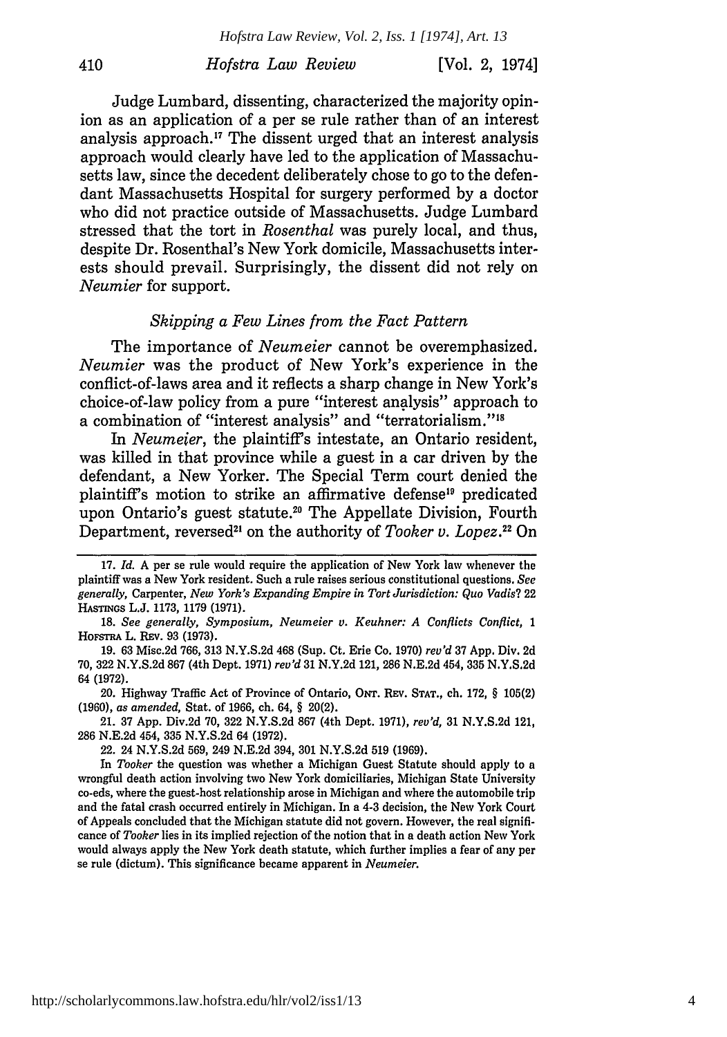Judge Lumbard, dissenting, characterized the majority opinion as an application of a per se rule rather than of an interest analysis approach.[17] The dissent urged that an interest analysis approach would clearly have led to the application of Massachusetts law, since the decedent deliberately chose to go to the defendant Massachusetts Hospital for surgery performed by a doctor who did not practice outside of Massachusetts. Judge Lumbard stressed that the tort in *Rosenthal* was purely local, and thus, despite Dr. Rosenthal's New York domicile, Massachusetts interests should prevail. Surprisingly, the dissent did not rely on *Neumier* for support.

### *Skipping a Few Lines from the Fact Pattern*

The importance of *Neumeier* cannot be overemphasized. *Neumier* was the product of New York's experience in the conflict-of-laws area and it reflects a sharp change in New York's choice-of-law policy from a pure "interest analysis" approach to a combination of "interest analysis" and "terratorialism."[18]

In *Neumeier*, the plaintiff's intestate, an Ontario resident, was killed in that province while a guest in a car driven by the defendant, a New Yorker. The Special Term court denied the plaintiff's motion to strike an affirmative defense[19] predicated upon Ontario's guest statute.[20] The Appellate Division, Fourth Department, reversed[21] on the authority of *Tooker v. Lopez*.[22] On

---

17. *Id.* A per se rule would require the application of New York law whenever the plaintiff was a New York resident. Such a rule raises serious constitutional questions. *See generally*, Carpenter, *New York's Expanding Empire in Tort Jurisdiction: Quo Vadis?* 22 HASTINGS L.J. 1173, 1179 (1971).

18. *See generally*, *Symposium, Neumeier v. Keuhner: A Conflicts Conflict*, 1 HOFSTRA L. REV. 93 (1973).

19. 63 Misc.2d 766, 313 N.Y.S.2d 468 (Sup. Ct. Erie Co. 1970) *rev'd* 37 App. Div. 2d 70, 322 N.Y.S.2d 867 (4th Dept. 1971) *rev'd* 31 N.Y.2d 121, 286 N.E.2d 454, 335 N.Y.S.2d 64 (1972).

20. Highway Traffic Act of Province of Ontario, ONT. REV. STAT., ch. 172, § 105(2) (1960), *as amended*, Stat. of 1966, ch. 64, § 20(2).

21. 37 App. Div.2d 70, 322 N.Y.S.2d 867 (4th Dept. 1971), *rev'd*, 31 N.Y.S.2d 121, 286 N.E.2d 454, 335 N.Y.S.2d 64 (1972).

22. 24 N.Y.S.2d 569, 249 N.E.2d 394, 301 N.Y.S.2d 519 (1969).

In *Tooker* the question was whether a Michigan Guest Statute should apply to a wrongful death action involving two New York domiciliaries, Michigan State University co-eds, where the guest-host relationship arose in Michigan and where the automobile trip and the fatal crash occurred entirely in Michigan. In a 4-3 decision, the New York Court of Appeals concluded that the Michigan statute did not govern. However, the real significance of *Tooker* lies in its implied rejection of the notion that in a death action New York would always apply the New York death statute, which further implies a fear of any per se rule (dictum). This significance became apparent in *Neumeier*.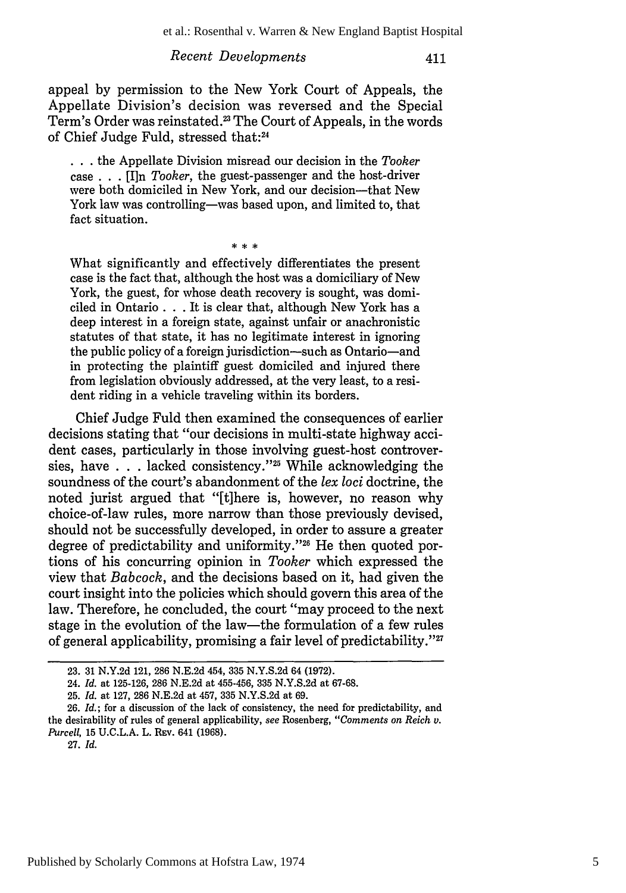appeal by permission to the New York Court of Appeals, the Appellate Division's decision was reversed and the Special Term's Order was reinstated.[23] The Court of Appeals, in the words of Chief Judge Fuld, stressed that:[24]

> . . . the Appellate Division misread our decision in the *Tooker* case . . . [I]n *Tooker*, the guest-passenger and the host-driver were both domiciled in New York, and our decision—that New York law was controlling—was based upon, and limited to, that fact situation.
>
> \* \* \*
>
> What significantly and effectively differentiates the present case is the fact that, although the host was a domiciliary of New York, the guest, for whose death recovery is sought, was domiciled in Ontario . . . It is clear that, although New York has a deep interest in a foreign state, against unfair or anachronistic statutes of that state, it has no legitimate interest in ignoring the public policy of a foreign jurisdiction—such as Ontario—and in protecting the plaintiff guest domiciled and injured there from legislation obviously addressed, at the very least, to a resident riding in a vehicle traveling within its borders.

Chief Judge Fuld then examined the consequences of earlier decisions stating that "our decisions in multi-state highway accident cases, particularly in those involving guest-host controversies, have . . . lacked consistency."[25] While acknowledging the soundness of the court's abandonment of the *lex loci* doctrine, the noted jurist argued that "[t]here is, however, no reason why choice-of-law rules, more narrow than those previously devised, should not be successfully developed, in order to assure a greater degree of predictability and uniformity."[26] He then quoted portions of his concurring opinion in *Tooker* which expressed the view that *Babcock*, and the decisions based on it, had given the court insight into the policies which should govern this area of the law. Therefore, he concluded, the court "may proceed to the next stage in the evolution of the law—the formulation of a few rules of general applicability, promising a fair level of predictability."[27]

---

23. 31 N.Y.2d 121, 286 N.E.2d 454, 335 N.Y.S.2d 64 (1972).

24. *Id.* at 125-126, 286 N.E.2d at 455-456, 335 N.Y.S.2d at 67-68.

25. *Id.* at 127, 286 N.E.2d at 457, 335 N.Y.S.2d at 69.

26. *Id.*; for a discussion of the lack of consistency, the need for predictability, and the desirability of rules of general applicability, *see* Rosenberg, "*Comments on Reich v. Purcell*, 15 U.C.L.A. L. REV. 641 (1968).

27. *Id.*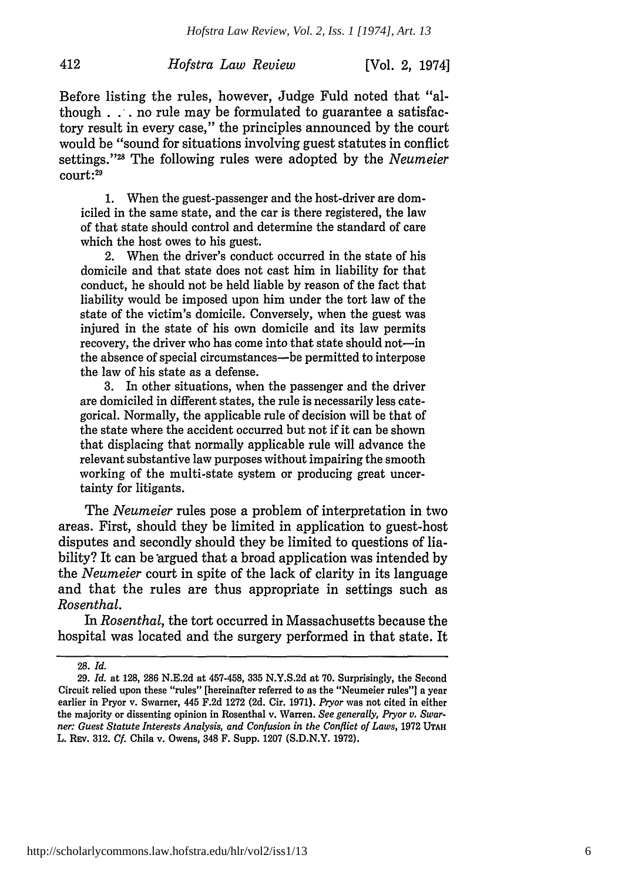Before listing the rules, however, Judge Fuld noted that "although . . . no rule may be formulated to guarantee a satisfactory result in every case," the principles announced by the court would be "sound for situations involving guest statutes in conflict settings."[28] The following rules were adopted by the *Neumeier* court:[29]

> 1. When the guest-passenger and the host-driver are domiciled in the same state, and the car is there registered, the law of that state should control and determine the standard of care which the host owes to his guest.
>
> 2. When the driver's conduct occurred in the state of his domicile and that state does not cast him in liability for that conduct, he should not be held liable by reason of the fact that liability would be imposed upon him under the tort law of the state of the victim's domicile. Conversely, when the guest was injured in the state of his own domicile and its law permits recovery, the driver who has come into that state should not—in the absence of special circumstances—be permitted to interpose the law of his state as a defense.
>
> 3. In other situations, when the passenger and the driver are domiciled in different states, the rule is necessarily less categorical. Normally, the applicable rule of decision will be that of the state where the accident occurred but not if it can be shown that displacing that normally applicable rule will advance the relevant substantive law purposes without impairing the smooth working of the multi-state system or producing great uncertainty for litigants.

The *Neumeier* rules pose a problem of interpretation in two areas. First, should they be limited in application to guest-host disputes and secondly should they be limited to questions of liability? It can be argued that a broad application was intended by the *Neumeier* court in spite of the lack of clarity in its language and that the rules are thus appropriate in settings such as *Rosenthal*.

In *Rosenthal*, the tort occurred in Massachusetts because the hospital was located and the surgery performed in that state. It

---

28. *Id.*

29. *Id.* at 128, 286 N.E.2d at 457-458, 335 N.Y.S.2d at 70. Surprisingly, the Second Circuit relied upon these "rules" [hereinafter referred to as the "Neumeier rules"] a year earlier in Pryor v. Swarner, 445 F.2d 1272 (2d. Cir. 1971). *Pryor* was not cited in either the majority or dissenting opinion in Rosenthal v. Warren. *See generally*, *Pryor v. Swarner: Guest Statute Interests Analysis, and Confusion in the Conflict of Laws*, 1972 UTAH L. REV. 312. *Cf.* Chila v. Owens, 348 F. Supp. 1207 (S.D.N.Y. 1972).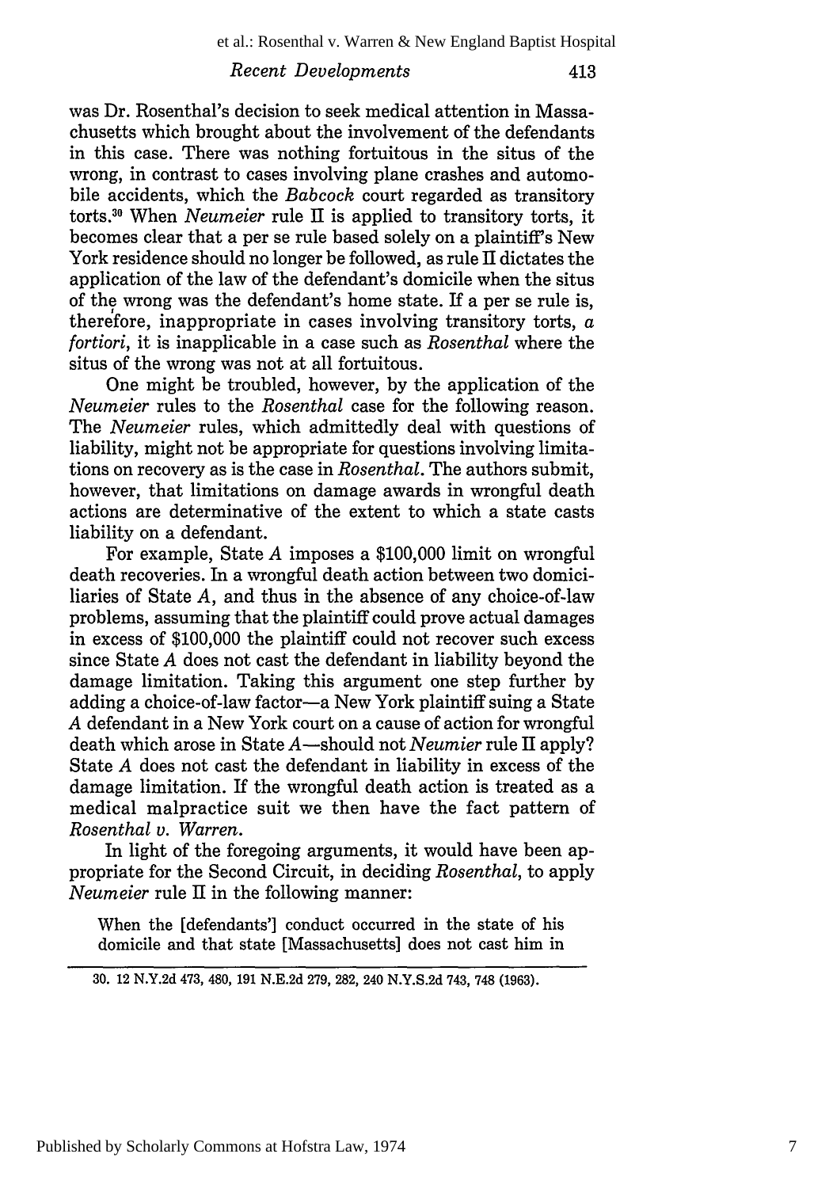was Dr. Rosenthal's decision to seek medical attention in Massachusetts which brought about the involvement of the defendants in this case. There was nothing fortuitous in the situs of the wrong, in contrast to cases involving plane crashes and automobile accidents, which the *Babcock* court regarded as transitory torts.[30] When *Neumeier* rule II is applied to transitory torts, it becomes clear that a per se rule based solely on a plaintiff's New York residence should no longer be followed, as rule II dictates the application of the law of the defendant's domicile when the situs of the wrong was the defendant's home state. If a per se rule is, therefore, inappropriate in cases involving transitory torts, *a fortiori*, it is inapplicable in a case such as *Rosenthal* where the situs of the wrong was not at all fortuitous.

One might be troubled, however, by the application of the *Neumeier* rules to the *Rosenthal* case for the following reason. The *Neumeier* rules, which admittedly deal with questions of liability, might not be appropriate for questions involving limitations on recovery as is the case in *Rosenthal*. The authors submit, however, that limitations on damage awards in wrongful death actions are determinative of the extent to which a state casts liability on a defendant.

For example, State *A* imposes a $100,000 limit on wrongful death recoveries. In a wrongful death action between two domiciliaries of State *A*, and thus in the absence of any choice-of-law problems, assuming that the plaintiff could prove actual damages in excess of $100,000 the plaintiff could not recover such excess since State *A* does not cast the defendant in liability beyond the damage limitation. Taking this argument one step further by adding a choice-of-law factor—a New York plaintiff suing a State *A* defendant in a New York court on a cause of action for wrongful death which arose in State *A*—should not *Neumier* rule II apply? State *A* does not cast the defendant in liability in excess of the damage limitation. If the wrongful death action is treated as a medical malpractice suit we then have the fact pattern of *Rosenthal v. Warren*.

In light of the foregoing arguments, it would have been appropriate for the Second Circuit, in deciding *Rosenthal*, to apply *Neumeier* rule II in the following manner:

> When the [defendants'] conduct occurred in the state of his domicile and that state [Massachusetts] does not cast him in

---

30. 12 N.Y.2d 473, 480, 191 N.E.2d 279, 282, 240 N.Y.S.2d 743, 748 (1963).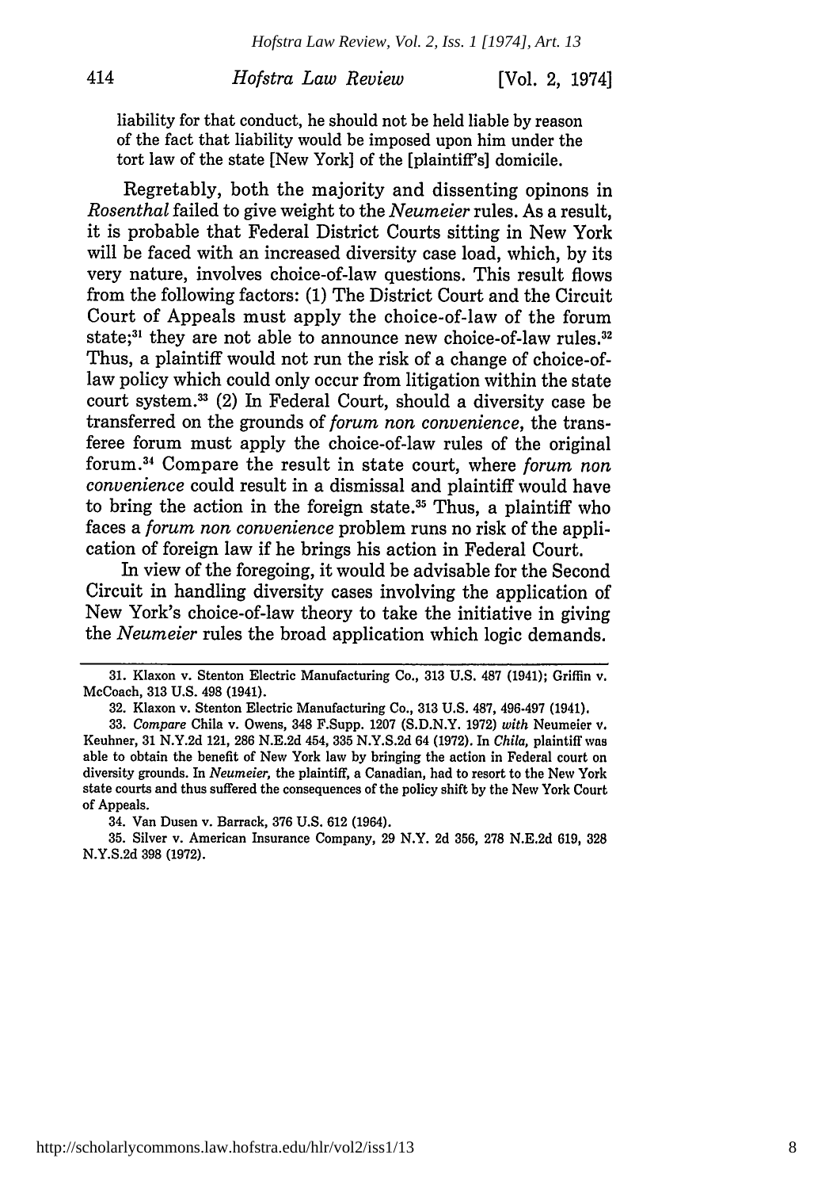liability for that conduct, he should not be held liable by reason of the fact that liability would be imposed upon him under the tort law of the state [New York] of the [plaintiff's] domicile.

Regretably, both the majority and dissenting opinons in *Rosenthal* failed to give weight to the *Neumeier* rules. As a result, it is probable that Federal District Courts sitting in New York will be faced with an increased diversity case load, which, by its very nature, involves choice-of-law questions. This result flows from the following factors: (1) The District Court and the Circuit Court of Appeals must apply the choice-of-law of the forum state;[31] they are not able to announce new choice-of-law rules.[32] Thus, a plaintiff would not run the risk of a change of choice-of-law policy which could only occur from litigation within the state court system.[33] (2) In Federal Court, should a diversity case be transferred on the grounds of *forum non convenience*, the transferee forum must apply the choice-of-law rules of the original forum.[34] Compare the result in state court, where *forum non convenience* could result in a dismissal and plaintiff would have to bring the action in the foreign state.[35] Thus, a plaintiff who faces a *forum non convenience* problem runs no risk of the application of foreign law if he brings his action in Federal Court.

In view of the foregoing, it would be advisable for the Second Circuit in handling diversity cases involving the application of New York's choice-of-law theory to take the initiative in giving the *Neumeier* rules the broad application which logic demands.

---

31. Klaxon v. Stenton Electric Manufacturing Co., 313 U.S. 487 (1941); Griffin v. McCoach, 313 U.S. 498 (1941).

32. Klaxon v. Stenton Electric Manufacturing Co., 313 U.S. 487, 496-497 (1941).

33. *Compare* Chila v. Owens, 348 F.Supp. 1207 (S.D.N.Y. 1972) *with* Neumeier v. Keuhner, 31 N.Y.2d 121, 286 N.E.2d 454, 335 N.Y.S.2d 64 (1972). In *Chila*, plaintiff was able to obtain the benefit of New York law by bringing the action in Federal court on diversity grounds. In *Neumeier*, the plaintiff, a Canadian, had to resort to the New York state courts and thus suffered the consequences of the policy shift by the New York Court of Appeals.

34. Van Dusen v. Barrack, 376 U.S. 612 (1964).

35. Silver v. American Insurance Company, 29 N.Y. 2d 356, 278 N.E.2d 619, 328 N.Y.S.2d 398 (1972).